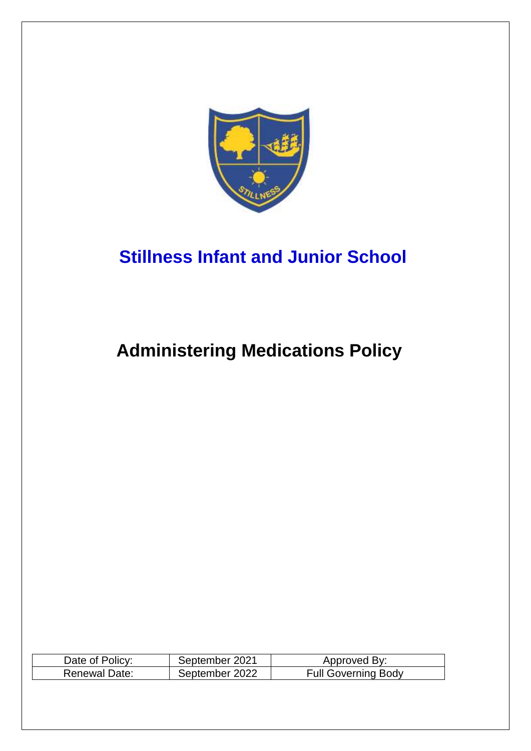# Stillness Infant and Junior School

# Administering Medications Policy

| | | |
|---|---|---|
| Date of Policy: | September 2021 | Approved By: |
| Renewal Date: | September 2022 | Full Governing Body |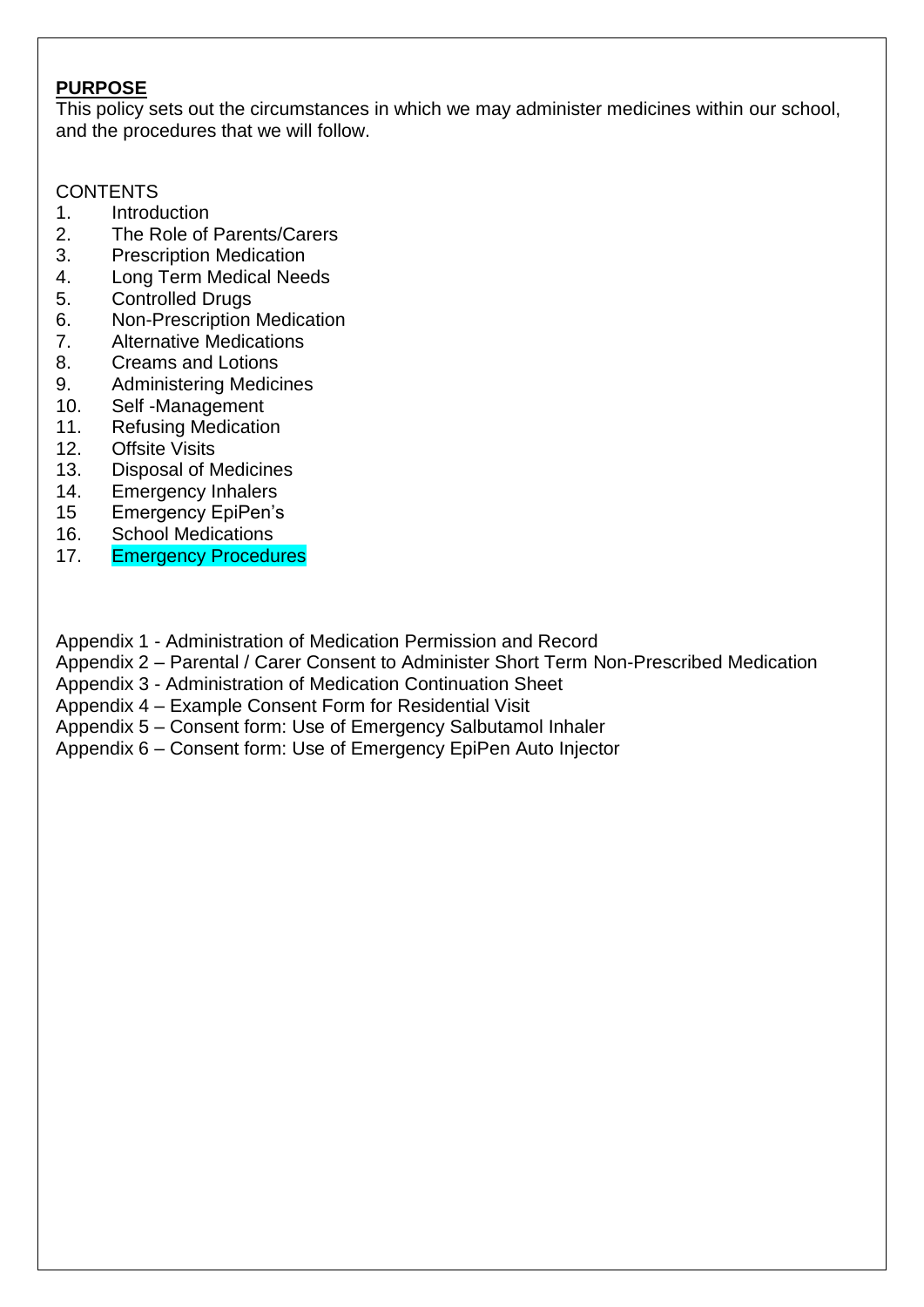**PURPOSE**

This policy sets out the circumstances in which we may administer medicines within our school, and the procedures that we will follow.

CONTENTS

1. Introduction
2. The Role of Parents/Carers
3. Prescription Medication
4. Long Term Medical Needs
5. Controlled Drugs
6. Non-Prescription Medication
7. Alternative Medications
8. Creams and Lotions
9. Administering Medicines
10. Self -Management
11. Refusing Medication
12. Offsite Visits
13. Disposal of Medicines
14. Emergency Inhalers
15. Emergency EpiPen's
16. School Medications
17. Emergency Procedures

Appendix 1 - Administration of Medication Permission and Record
Appendix 2 – Parental / Carer Consent to Administer Short Term Non-Prescribed Medication
Appendix 3 - Administration of Medication Continuation Sheet
Appendix 4 – Example Consent Form for Residential Visit
Appendix 5 – Consent form: Use of Emergency Salbutamol Inhaler
Appendix 6 – Consent form: Use of Emergency EpiPen Auto Injector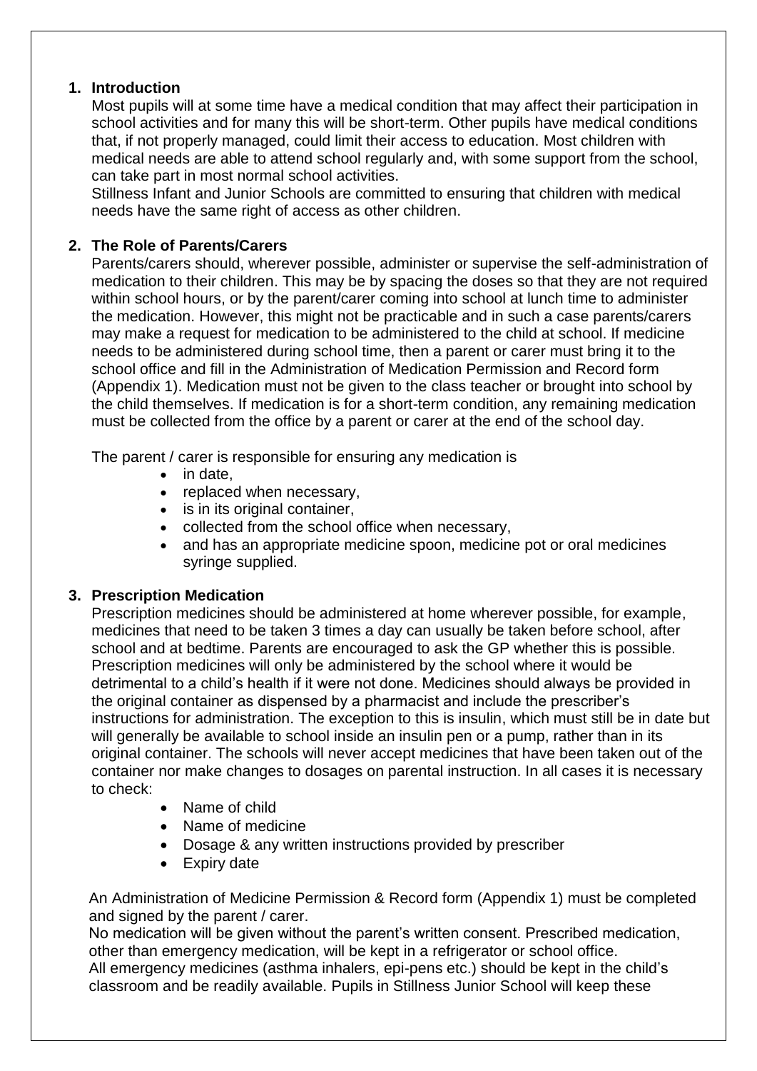## 1. Introduction

Most pupils will at some time have a medical condition that may affect their participation in school activities and for many this will be short-term. Other pupils have medical conditions that, if not properly managed, could limit their access to education. Most children with medical needs are able to attend school regularly and, with some support from the school, can take part in most normal school activities.

Stillness Infant and Junior Schools are committed to ensuring that children with medical needs have the same right of access as other children.

## 2. The Role of Parents/Carers

Parents/carers should, wherever possible, administer or supervise the self-administration of medication to their children. This may be by spacing the doses so that they are not required within school hours, or by the parent/carer coming into school at lunch time to administer the medication. However, this might not be practicable and in such a case parents/carers may make a request for medication to be administered to the child at school. If medicine needs to be administered during school time, then a parent or carer must bring it to the school office and fill in the Administration of Medication Permission and Record form (Appendix 1). Medication must not be given to the class teacher or brought into school by the child themselves. If medication is for a short-term condition, any remaining medication must be collected from the office by a parent or carer at the end of the school day.

The parent / carer is responsible for ensuring any medication is

- in date,
- replaced when necessary,
- is in its original container,
- collected from the school office when necessary,
- and has an appropriate medicine spoon, medicine pot or oral medicines syringe supplied.

## 3. Prescription Medication

Prescription medicines should be administered at home wherever possible, for example, medicines that need to be taken 3 times a day can usually be taken before school, after school and at bedtime. Parents are encouraged to ask the GP whether this is possible. Prescription medicines will only be administered by the school where it would be detrimental to a child's health if it were not done. Medicines should always be provided in the original container as dispensed by a pharmacist and include the prescriber's instructions for administration. The exception to this is insulin, which must still be in date but will generally be available to school inside an insulin pen or a pump, rather than in its original container. The schools will never accept medicines that have been taken out of the container nor make changes to dosages on parental instruction. In all cases it is necessary to check:

- Name of child
- Name of medicine
- Dosage & any written instructions provided by prescriber
- Expiry date

An Administration of Medicine Permission & Record form (Appendix 1) must be completed and signed by the parent / carer.

No medication will be given without the parent's written consent. Prescribed medication, other than emergency medication, will be kept in a refrigerator or school office.

All emergency medicines (asthma inhalers, epi-pens etc.) should be kept in the child's classroom and be readily available. Pupils in Stillness Junior School will keep these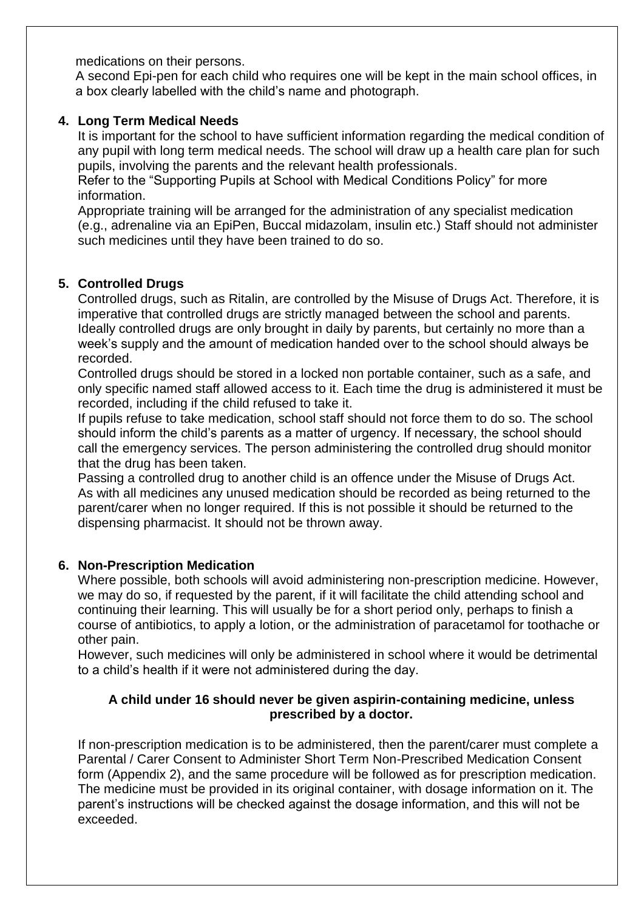medications on their persons.

A second Epi-pen for each child who requires one will be kept in the main school offices, in a box clearly labelled with the child's name and photograph.

## 4. Long Term Medical Needs

It is important for the school to have sufficient information regarding the medical condition of any pupil with long term medical needs. The school will draw up a health care plan for such pupils, involving the parents and the relevant health professionals.

Refer to the "Supporting Pupils at School with Medical Conditions Policy" for more information.

Appropriate training will be arranged for the administration of any specialist medication (e.g., adrenaline via an EpiPen, Buccal midazolam, insulin etc.) Staff should not administer such medicines until they have been trained to do so.

## 5. Controlled Drugs

Controlled drugs, such as Ritalin, are controlled by the Misuse of Drugs Act. Therefore, it is imperative that controlled drugs are strictly managed between the school and parents. Ideally controlled drugs are only brought in daily by parents, but certainly no more than a week's supply and the amount of medication handed over to the school should always be recorded.

Controlled drugs should be stored in a locked non portable container, such as a safe, and only specific named staff allowed access to it. Each time the drug is administered it must be recorded, including if the child refused to take it.

If pupils refuse to take medication, school staff should not force them to do so. The school should inform the child's parents as a matter of urgency. If necessary, the school should call the emergency services. The person administering the controlled drug should monitor that the drug has been taken.

Passing a controlled drug to another child is an offence under the Misuse of Drugs Act.

As with all medicines any unused medication should be recorded as being returned to the parent/carer when no longer required. If this is not possible it should be returned to the dispensing pharmacist. It should not be thrown away.

## 6. Non-Prescription Medication

Where possible, both schools will avoid administering non-prescription medicine. However, we may do so, if requested by the parent, if it will facilitate the child attending school and continuing their learning. This will usually be for a short period only, perhaps to finish a course of antibiotics, to apply a lotion, or the administration of paracetamol for toothache or other pain.

However, such medicines will only be administered in school where it would be detrimental to a child's health if it were not administered during the day.

**A child under 16 should never be given aspirin-containing medicine, unless prescribed by a doctor.**

If non-prescription medication is to be administered, then the parent/carer must complete a Parental / Carer Consent to Administer Short Term Non-Prescribed Medication Consent form (Appendix 2), and the same procedure will be followed as for prescription medication. The medicine must be provided in its original container, with dosage information on it. The parent's instructions will be checked against the dosage information, and this will not be exceeded.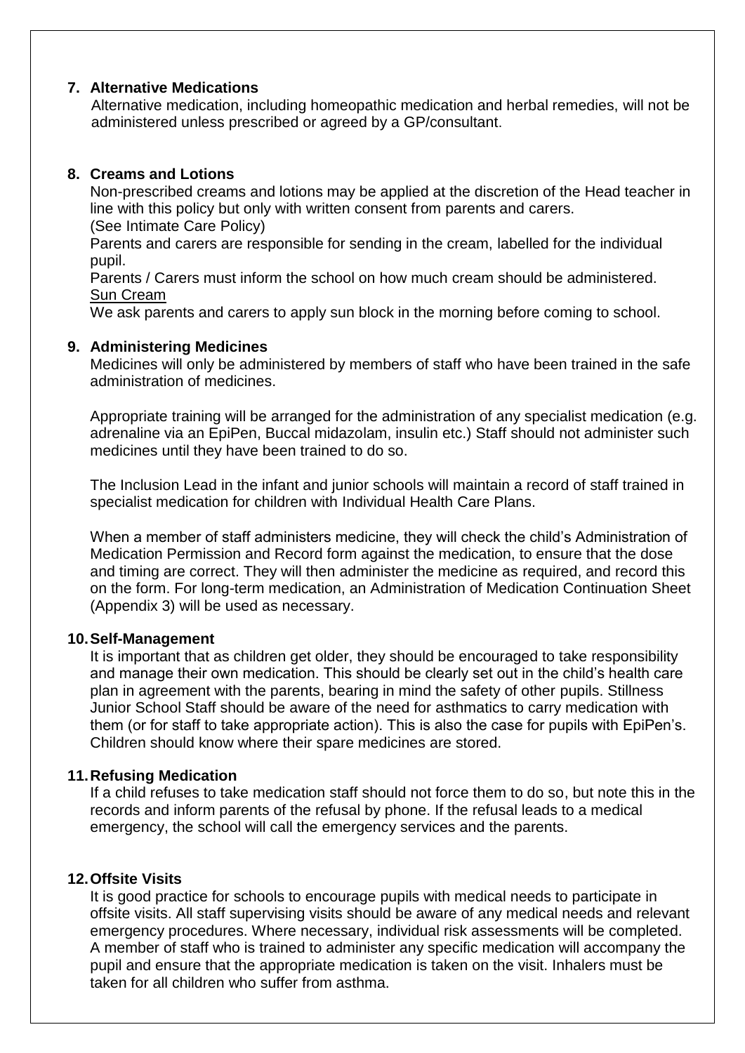## 7. Alternative Medications

Alternative medication, including homeopathic medication and herbal remedies, will not be administered unless prescribed or agreed by a GP/consultant.

## 8. Creams and Lotions

Non-prescribed creams and lotions may be applied at the discretion of the Head teacher in line with this policy but only with written consent from parents and carers.
(See Intimate Care Policy)

Parents and carers are responsible for sending in the cream, labelled for the individual pupil.

Parents / Carers must inform the school on how much cream should be administered.

Sun Cream

We ask parents and carers to apply sun block in the morning before coming to school.

## 9. Administering Medicines

Medicines will only be administered by members of staff who have been trained in the safe administration of medicines.

Appropriate training will be arranged for the administration of any specialist medication (e.g. adrenaline via an EpiPen, Buccal midazolam, insulin etc.) Staff should not administer such medicines until they have been trained to do so.

The Inclusion Lead in the infant and junior schools will maintain a record of staff trained in specialist medication for children with Individual Health Care Plans.

When a member of staff administers medicine, they will check the child's Administration of Medication Permission and Record form against the medication, to ensure that the dose and timing are correct. They will then administer the medicine as required, and record this on the form. For long-term medication, an Administration of Medication Continuation Sheet (Appendix 3) will be used as necessary.

## 10. Self-Management

It is important that as children get older, they should be encouraged to take responsibility and manage their own medication. This should be clearly set out in the child's health care plan in agreement with the parents, bearing in mind the safety of other pupils. Stillness Junior School Staff should be aware of the need for asthmatics to carry medication with them (or for staff to take appropriate action). This is also the case for pupils with EpiPen's. Children should know where their spare medicines are stored.

## 11. Refusing Medication

If a child refuses to take medication staff should not force them to do so, but note this in the records and inform parents of the refusal by phone. If the refusal leads to a medical emergency, the school will call the emergency services and the parents.

## 12. Offsite Visits

It is good practice for schools to encourage pupils with medical needs to participate in offsite visits. All staff supervising visits should be aware of any medical needs and relevant emergency procedures. Where necessary, individual risk assessments will be completed. A member of staff who is trained to administer any specific medication will accompany the pupil and ensure that the appropriate medication is taken on the visit. Inhalers must be taken for all children who suffer from asthma.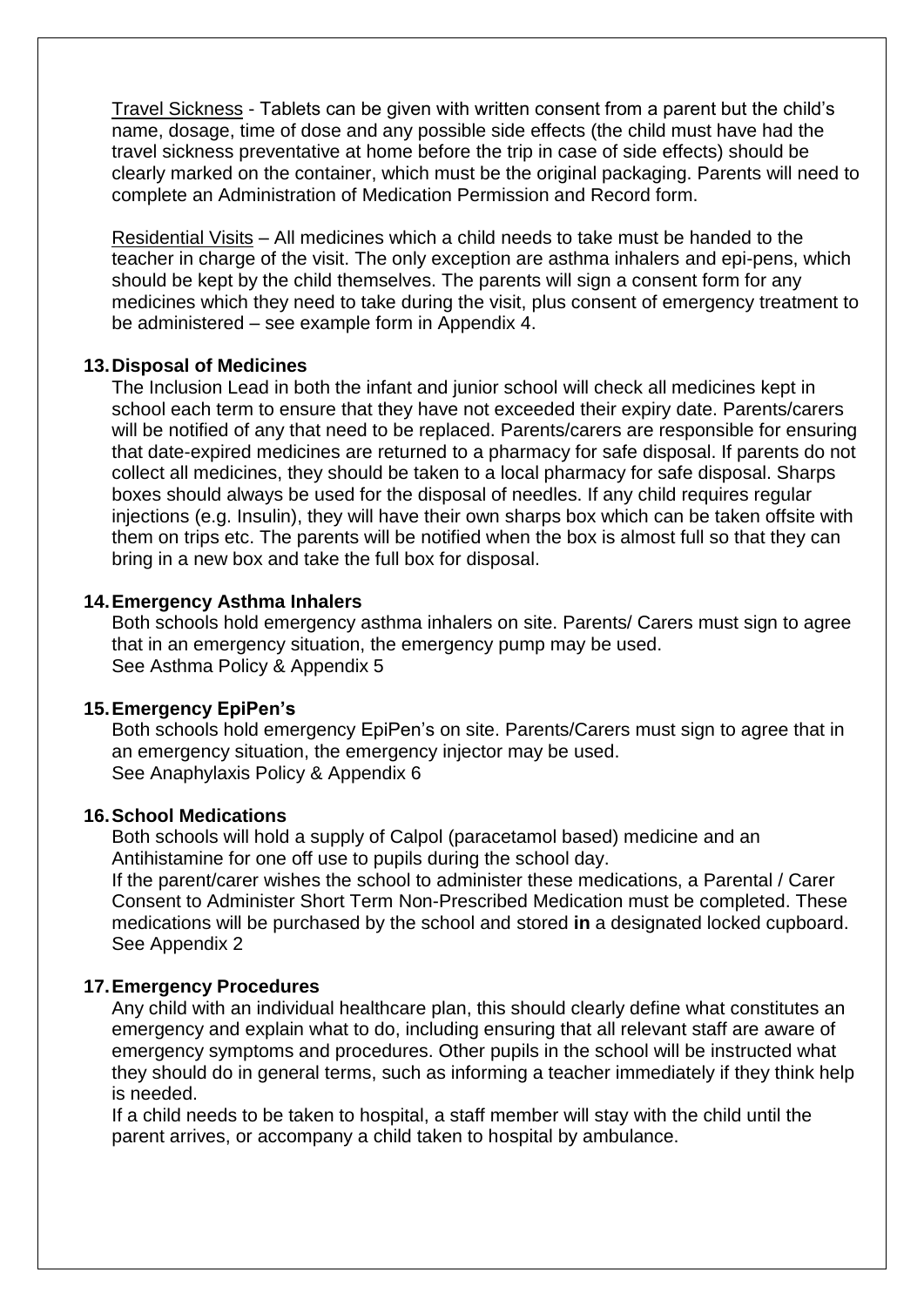Travel Sickness - Tablets can be given with written consent from a parent but the child's name, dosage, time of dose and any possible side effects (the child must have had the travel sickness preventative at home before the trip in case of side effects) should be clearly marked on the container, which must be the original packaging. Parents will need to complete an Administration of Medication Permission and Record form.

Residential Visits – All medicines which a child needs to take must be handed to the teacher in charge of the visit. The only exception are asthma inhalers and epi-pens, which should be kept by the child themselves. The parents will sign a consent form for any medicines which they need to take during the visit, plus consent of emergency treatment to be administered – see example form in Appendix 4.

## 13. Disposal of Medicines

The Inclusion Lead in both the infant and junior school will check all medicines kept in school each term to ensure that they have not exceeded their expiry date. Parents/carers will be notified of any that need to be replaced. Parents/carers are responsible for ensuring that date-expired medicines are returned to a pharmacy for safe disposal. If parents do not collect all medicines, they should be taken to a local pharmacy for safe disposal. Sharps boxes should always be used for the disposal of needles. If any child requires regular injections (e.g. Insulin), they will have their own sharps box which can be taken offsite with them on trips etc. The parents will be notified when the box is almost full so that they can bring in a new box and take the full box for disposal.

## 14. Emergency Asthma Inhalers

Both schools hold emergency asthma inhalers on site. Parents/ Carers must sign to agree that in an emergency situation, the emergency pump may be used.
See Asthma Policy & Appendix 5

## 15. Emergency EpiPen's

Both schools hold emergency EpiPen's on site. Parents/Carers must sign to agree that in an emergency situation, the emergency injector may be used.
See Anaphylaxis Policy & Appendix 6

## 16. School Medications

Both schools will hold a supply of Calpol (paracetamol based) medicine and an Antihistamine for one off use to pupils during the school day.
If the parent/carer wishes the school to administer these medications, a Parental / Carer Consent to Administer Short Term Non-Prescribed Medication must be completed. These medications will be purchased by the school and stored **in** a designated locked cupboard.
See Appendix 2

## 17. Emergency Procedures

Any child with an individual healthcare plan, this should clearly define what constitutes an emergency and explain what to do, including ensuring that all relevant staff are aware of emergency symptoms and procedures. Other pupils in the school will be instructed what they should do in general terms, such as informing a teacher immediately if they think help is needed.
If a child needs to be taken to hospital, a staff member will stay with the child until the parent arrives, or accompany a child taken to hospital by ambulance.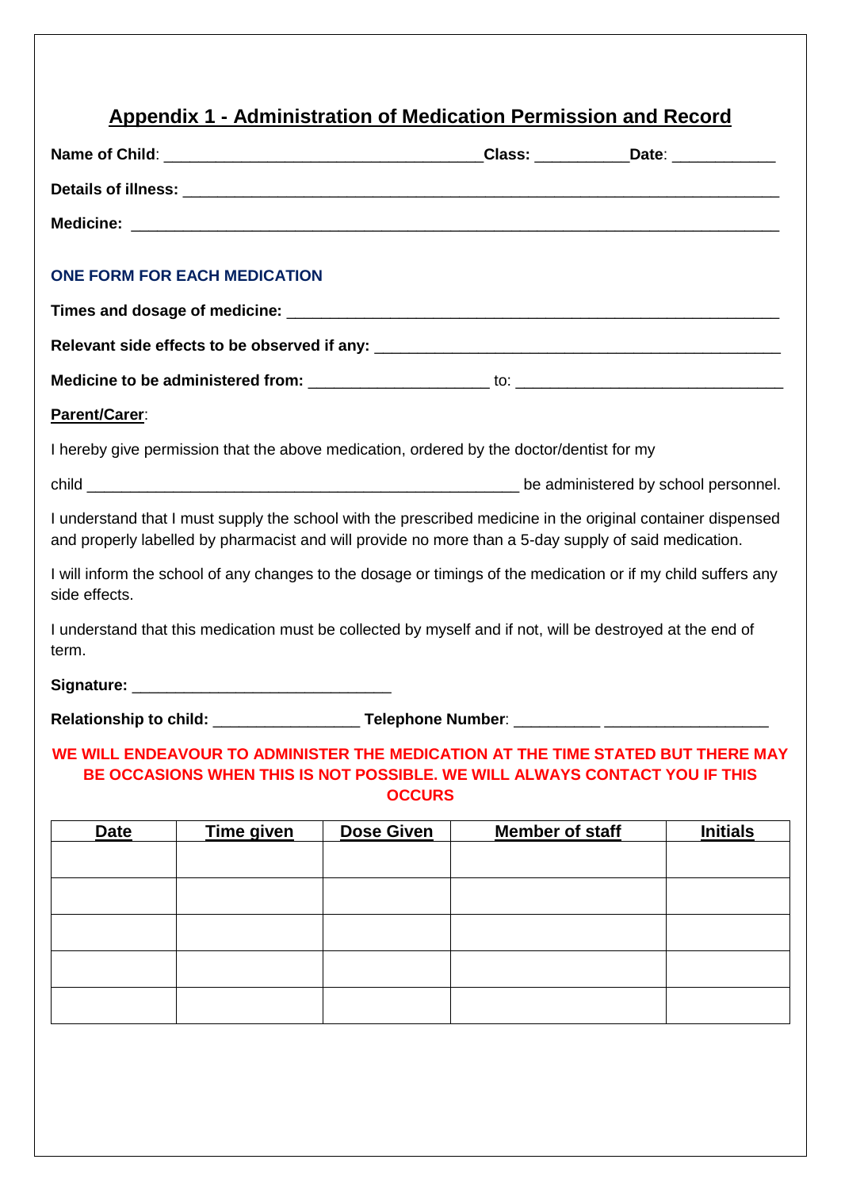## Appendix 1 - Administration of Medication Permission and Record

**Name of Child**: ____________________________________**Class:** __________**Date**: ___________

**Details of illness:** ___________________________________________________________________

**Medicine:** _________________________________________________________________________

**ONE FORM FOR EACH MEDICATION**

**Times and dosage of medicine:** ______________________________________________________

**Relevant side effects to be observed if any:** _____________________________________________

**Medicine to be administered from:** ____________________ to: ____________________________

**Parent/Carer**:

I hereby give permission that the above medication, ordered by the doctor/dentist for my

child __________________________________________________ be administered by school personnel.

I understand that I must supply the school with the prescribed medicine in the original container dispensed and properly labelled by pharmacist and will provide no more than a 5-day supply of said medication.

I will inform the school of any changes to the dosage or timings of the medication or if my child suffers any side effects.

I understand that this medication must be collected by myself and if not, will be destroyed at the end of term.

**Signature:** ______________________________

**Relationship to child:** ________________ **Telephone Number**: _________ __________________

**WE WILL ENDEAVOUR TO ADMINISTER THE MEDICATION AT THE TIME STATED BUT THERE MAY BE OCCASIONS WHEN THIS IS NOT POSSIBLE. WE WILL ALWAYS CONTACT YOU IF THIS OCCURS**

| Date | Time given | Dose Given | Member of staff | Initials |
|---|---|---|---|---|
| | | | | |
| | | | | |
| | | | | |
| | | | | |
| | | | | |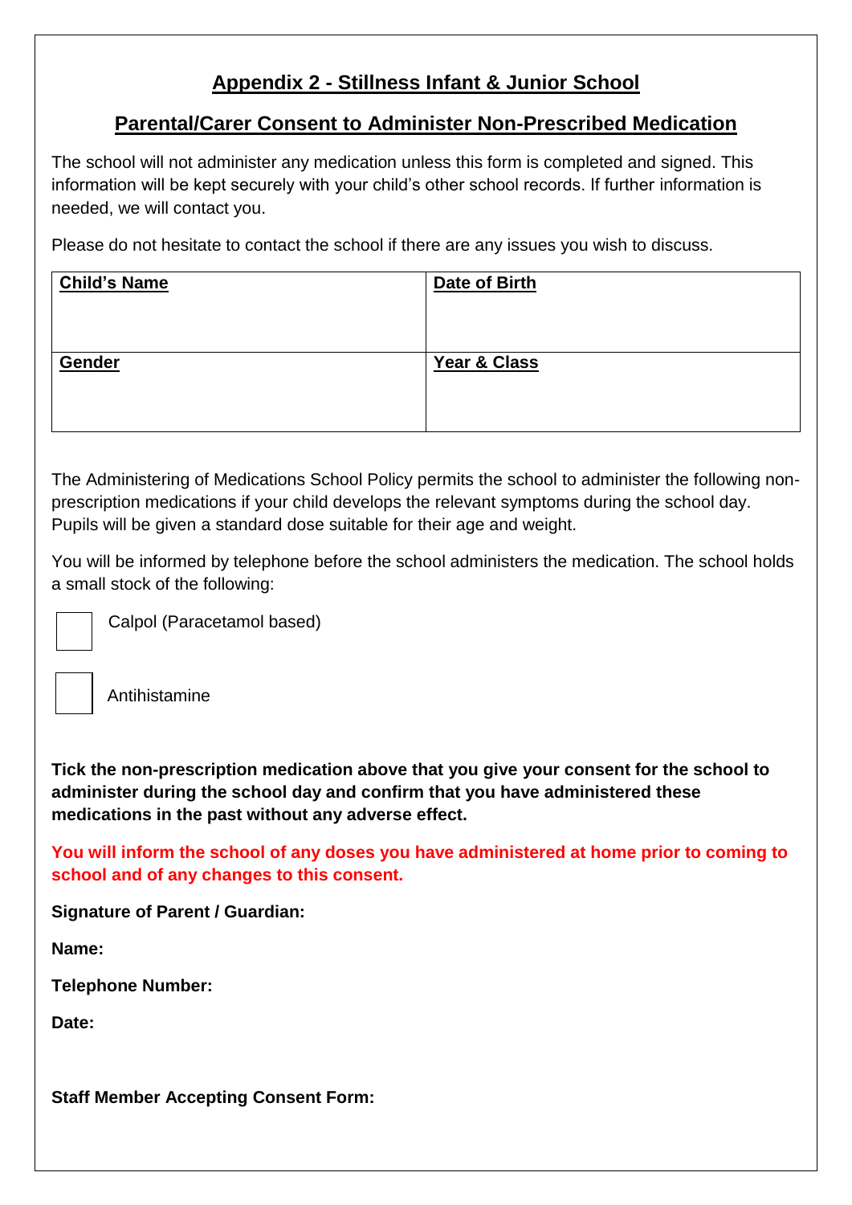## Appendix 2 - Stillness Infant & Junior School

## Parental/Carer Consent to Administer Non-Prescribed Medication

The school will not administer any medication unless this form is completed and signed. This information will be kept securely with your child's other school records. If further information is needed, we will contact you.

Please do not hesitate to contact the school if there are any issues you wish to discuss.

| | |
|---|---|
| **Child's Name** | **Date of Birth** |
| **Gender** | **Year & Class** |

The Administering of Medications School Policy permits the school to administer the following non-prescription medications if your child develops the relevant symptoms during the school day. Pupils will be given a standard dose suitable for their age and weight.

You will be informed by telephone before the school administers the medication. The school holds a small stock of the following:

- ☐ Calpol (Paracetamol based)
- ☐ Antihistamine

**Tick the non-prescription medication above that you give your consent for the school to administer during the school day and confirm that you have administered these medications in the past without any adverse effect.**

**You will inform the school of any doses you have administered at home prior to coming to school and of any changes to this consent.**

**Signature of Parent / Guardian:**

**Name:**

**Telephone Number:**

**Date:**

**Staff Member Accepting Consent Form:**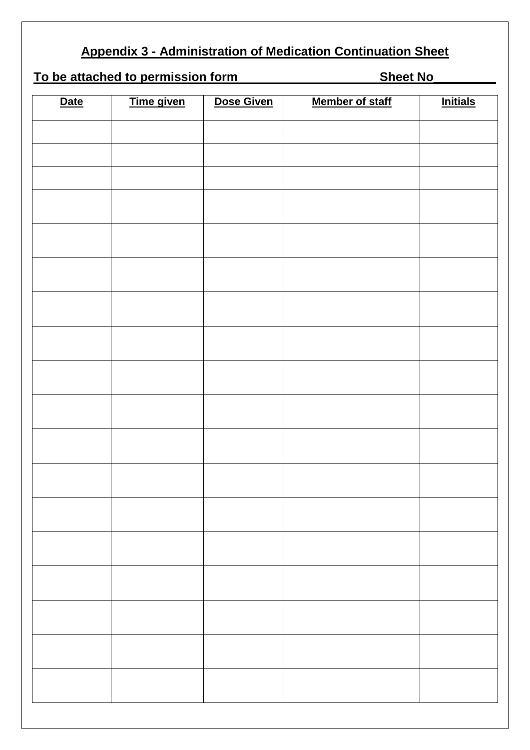## Appendix 3 - Administration of Medication Continuation Sheet

**To be attached to permission form Sheet No_________**

| Date | Time given | Dose Given | Member of staff | Initials |
|---|---|---|---|---|
| | | | | |
| | | | | |
| | | | | |
| | | | | |
| | | | | |
| | | | | |
| | | | | |
| | | | | |
| | | | | |
| | | | | |
| | | | | |
| | | | | |
| | | | | |
| | | | | |
| | | | | |
| | | | | |
| | | | | |
| | | | | |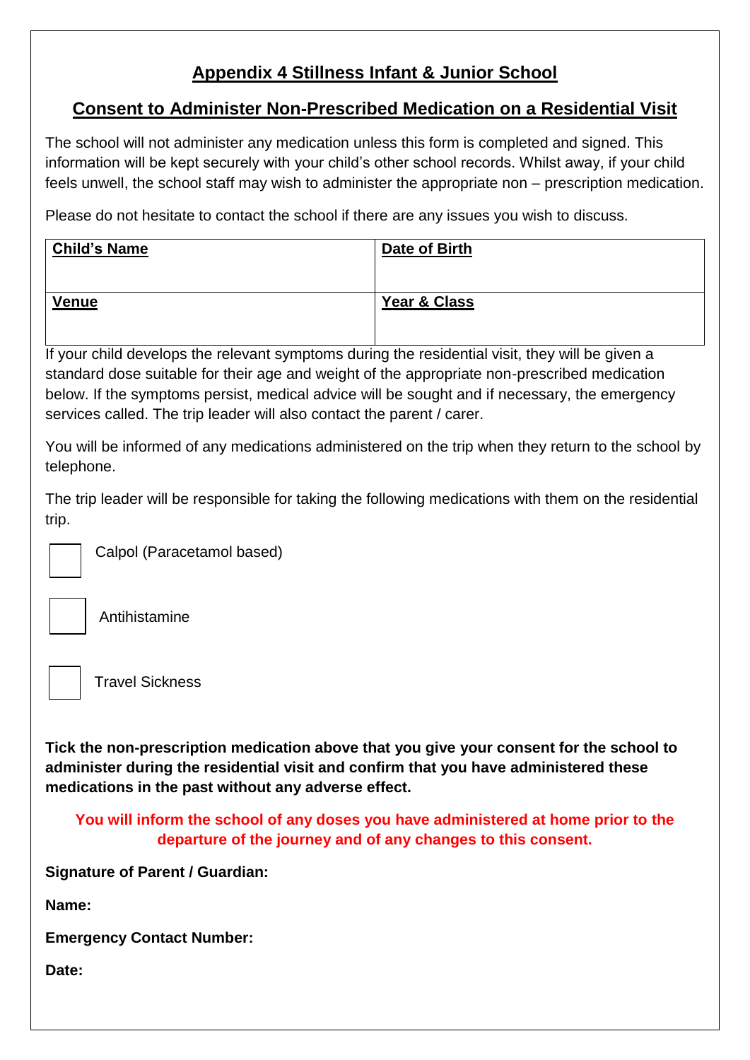## Appendix 4 Stillness Infant & Junior School

## Consent to Administer Non-Prescribed Medication on a Residential Visit

The school will not administer any medication unless this form is completed and signed. This information will be kept securely with your child's other school records. Whilst away, if your child feels unwell, the school staff may wish to administer the appropriate non – prescription medication.

Please do not hesitate to contact the school if there are any issues you wish to discuss.

| **Child's Name** | **Date of Birth** |
|---|---|
| **Venue** | **Year & Class** |

If your child develops the relevant symptoms during the residential visit, they will be given a standard dose suitable for their age and weight of the appropriate non-prescribed medication below. If the symptoms persist, medical advice will be sought and if necessary, the emergency services called. The trip leader will also contact the parent / carer.

You will be informed of any medications administered on the trip when they return to the school by telephone.

The trip leader will be responsible for taking the following medications with them on the residential trip.

- ☐ Calpol (Paracetamol based)
- ☐ Antihistamine
- ☐ Travel Sickness

**Tick the non-prescription medication above that you give your consent for the school to administer during the residential visit and confirm that you have administered these medications in the past without any adverse effect.**

**You will inform the school of any doses you have administered at home prior to the departure of the journey and of any changes to this consent.**

**Signature of Parent / Guardian:**

**Name:**

**Emergency Contact Number:**

**Date:**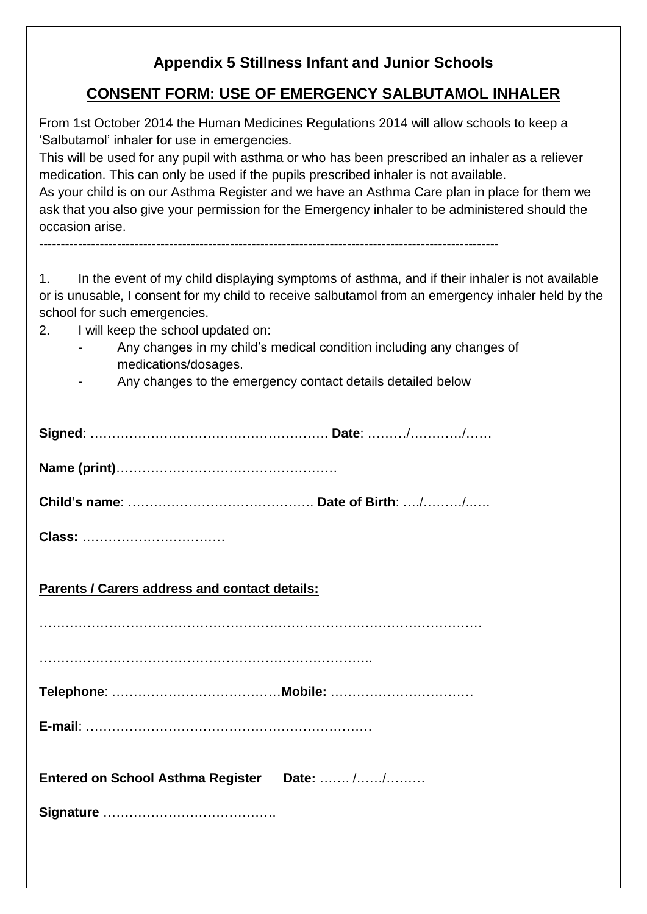# Appendix 5 Stillness Infant and Junior Schools

## CONSENT FORM: USE OF EMERGENCY SALBUTAMOL INHALER

From 1st October 2014 the Human Medicines Regulations 2014 will allow schools to keep a 'Salbutamol' inhaler for use in emergencies.
This will be used for any pupil with asthma or who has been prescribed an inhaler as a reliever medication. This can only be used if the pupils prescribed inhaler is not available.
As your child is on our Asthma Register and we have an Asthma Care plan in place for them we ask that you also give your permission for the Emergency inhaler to be administered should the occasion arise.

---------------------------------------------------------------------------------------------------------

1. In the event of my child displaying symptoms of asthma, and if their inhaler is not available or is unusable, I consent for my child to receive salbutamol from an emergency inhaler held by the school for such emergencies.
2. I will keep the school updated on:
   - Any changes in my child's medical condition including any changes of medications/dosages.
   - Any changes to the emergency contact details detailed below

**Signed**: ………………………………………………. **Date**: ………/…………/……

**Name (print)**……………………………………………

**Child's name**: ……………………………………. **Date of Birth**: …./………/..….

**Class:** ……………………………

**Parents / Carers address and contact details:**

………………………………………………………………………………………

…………………………………………………………………..

**Telephone**: …………………………………**Mobile:** ……………………………

**E-mail**: …………………………………………………………

**Entered on School Asthma Register** **Date:** ……. /……/………

**Signature** ………………………………….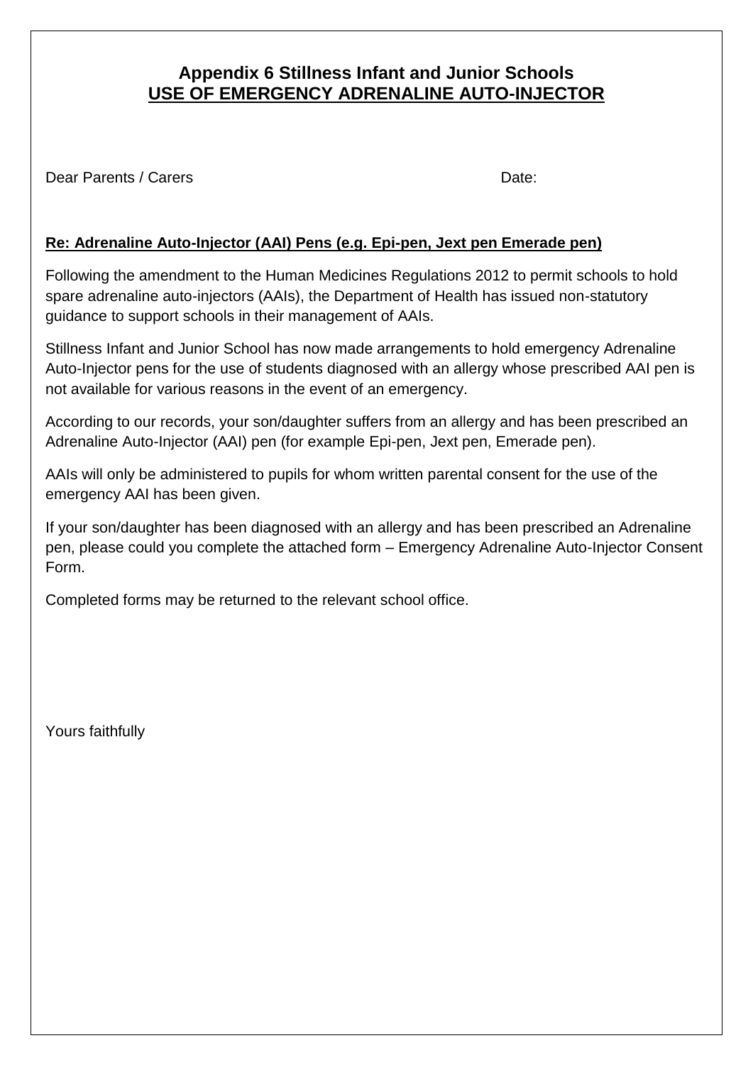## Appendix 6 Stillness Infant and Junior Schools
## USE OF EMERGENCY ADRENALINE AUTO-INJECTOR

Dear Parents / Carers

Date:

**Re: Adrenaline Auto-Injector (AAI) Pens (e.g. Epi-pen, Jext pen Emerade pen)**

Following the amendment to the Human Medicines Regulations 2012 to permit schools to hold spare adrenaline auto-injectors (AAIs), the Department of Health has issued non-statutory guidance to support schools in their management of AAIs.

Stillness Infant and Junior School has now made arrangements to hold emergency Adrenaline Auto-Injector pens for the use of students diagnosed with an allergy whose prescribed AAI pen is not available for various reasons in the event of an emergency.

According to our records, your son/daughter suffers from an allergy and has been prescribed an Adrenaline Auto-Injector (AAI) pen (for example Epi-pen, Jext pen, Emerade pen).

AAIs will only be administered to pupils for whom written parental consent for the use of the emergency AAI has been given.

If your son/daughter has been diagnosed with an allergy and has been prescribed an Adrenaline pen, please could you complete the attached form – Emergency Adrenaline Auto-Injector Consent Form.

Completed forms may be returned to the relevant school office.

Yours faithfully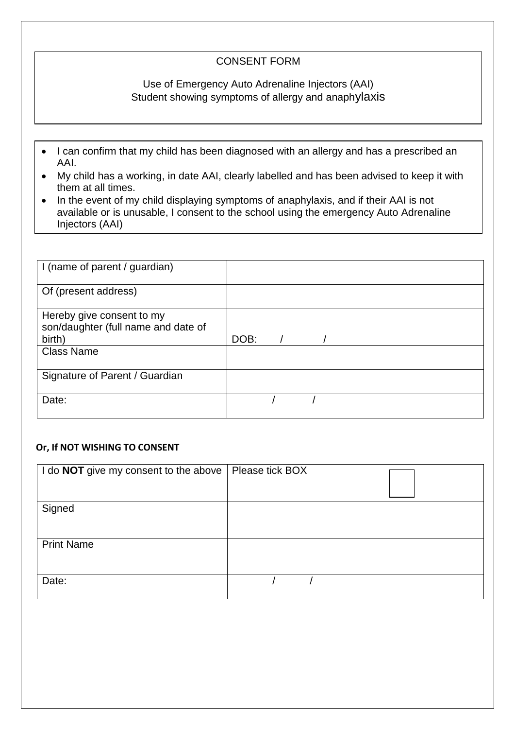CONSENT FORM

Use of Emergency Auto Adrenaline Injectors (AAI)
Student showing symptoms of allergy and anaphylaxis

- I can confirm that my child has been diagnosed with an allergy and has a prescribed an AAI.
- My child has a working, in date AAI, clearly labelled and has been advised to keep it with them at all times.
- In the event of my child displaying symptoms of anaphylaxis, and if their AAI is not available or is unusable, I consent to the school using the emergency Auto Adrenaline Injectors (AAI)

| | |
|---|---|
| I (name of parent / guardian) | |
| Of (present address) | |
| Hereby give consent to my son/daughter (full name and date of birth) | DOB: / / |
| Class Name | |
| Signature of Parent / Guardian | |
| Date: | / / |

**Or, If NOT WISHING TO CONSENT**

| | |
|---|---|
| I do **NOT** give my consent to the above | Please tick BOX ☐ |
| Signed | |
| Print Name | |
| Date: | / / |